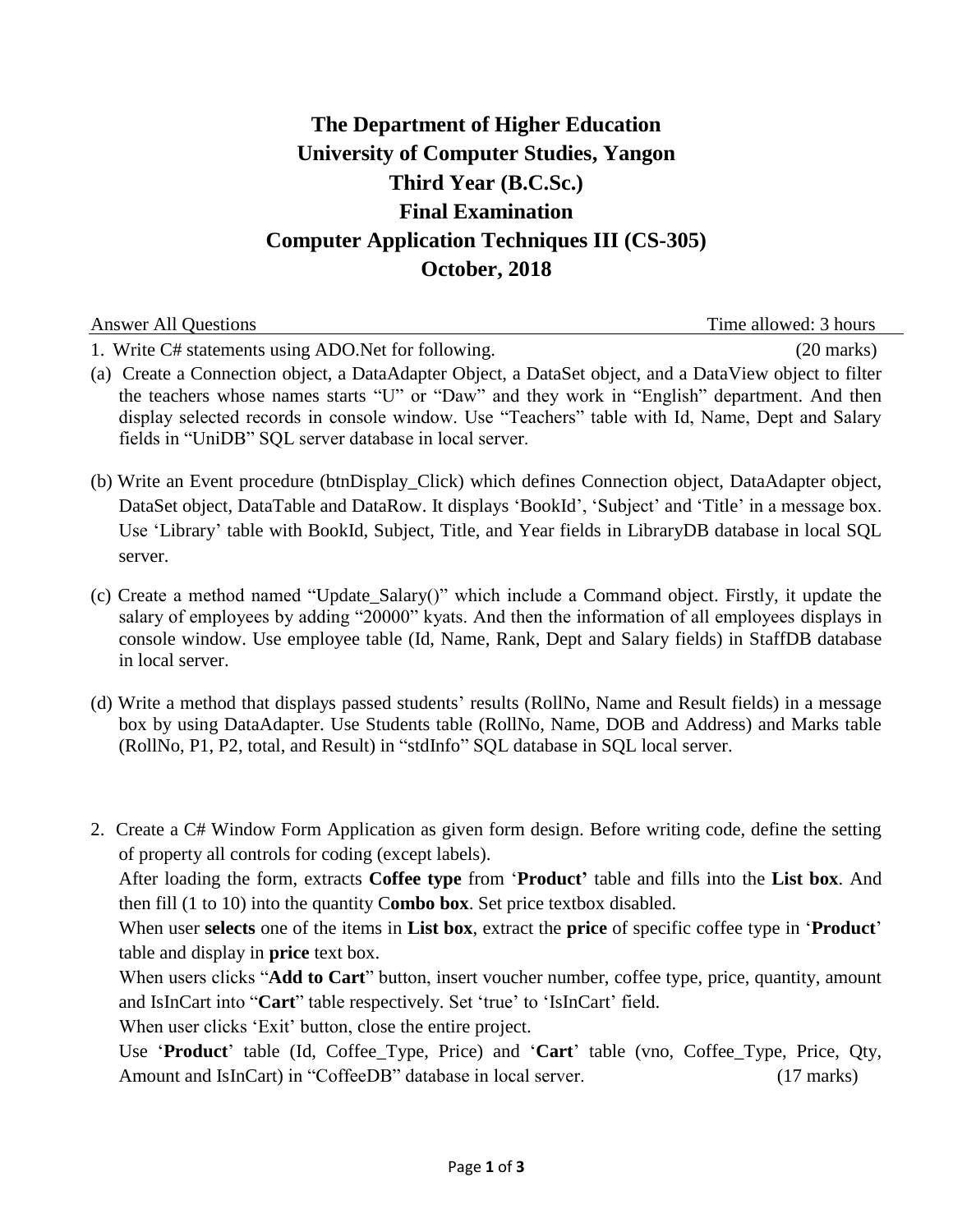# The Department of Higher Education
# University of Computer Studies, Yangon
# Third Year (B.C.Sc.)
# Final Examination
# Computer Application Techniques III (CS-305)
# October, 2018

Answer All Questions　　　　　　　　　　　　　　　　　　　　　　　　Time allowed: 3 hours

1. Write C# statements using ADO.Net for following. (20 marks)

(a) Create a Connection object, a DataAdapter Object, a DataSet object, and a DataView object to filter the teachers whose names starts "U" or "Daw" and they work in "English" department. And then display selected records in console window. Use "Teachers" table with Id, Name, Dept and Salary fields in "UniDB" SQL server database in local server.

(b) Write an Event procedure (btnDisplay_Click) which defines Connection object, DataAdapter object, DataSet object, DataTable and DataRow. It displays 'BookId', 'Subject' and 'Title' in a message box. Use 'Library' table with BookId, Subject, Title, and Year fields in LibraryDB database in local SQL server.

(c) Create a method named "Update_Salary()" which include a Command object. Firstly, it update the salary of employees by adding "20000" kyats. And then the information of all employees displays in console window. Use employee table (Id, Name, Rank, Dept and Salary fields) in StaffDB database in local server.

(d) Write a method that displays passed students' results (RollNo, Name and Result fields) in a message box by using DataAdapter. Use Students table (RollNo, Name, DOB and Address) and Marks table (RollNo, P1, P2, total, and Result) in "stdInfo" SQL database in SQL local server.

2. Create a C# Window Form Application as given form design. Before writing code, define the setting of property all controls for coding (except labels).

After loading the form, extracts **Coffee type** from '**Product'** table and fills into the **List box**. And then fill (1 to 10) into the quantity C**ombo box**. Set price textbox disabled.

When user **selects** one of the items in **List box**, extract the **price** of specific coffee type in '**Product**' table and display in **price** text box.

When users clicks "**Add to Cart**" button, insert voucher number, coffee type, price, quantity, amount and IsInCart into "**Cart**" table respectively. Set 'true' to 'IsInCart' field.

When user clicks 'Exit' button, close the entire project.

Use '**Product**' table (Id, Coffee_Type, Price) and '**Cart**' table (vno, Coffee_Type, Price, Qty, Amount and IsInCart) in "CoffeeDB" database in local server. (17 marks)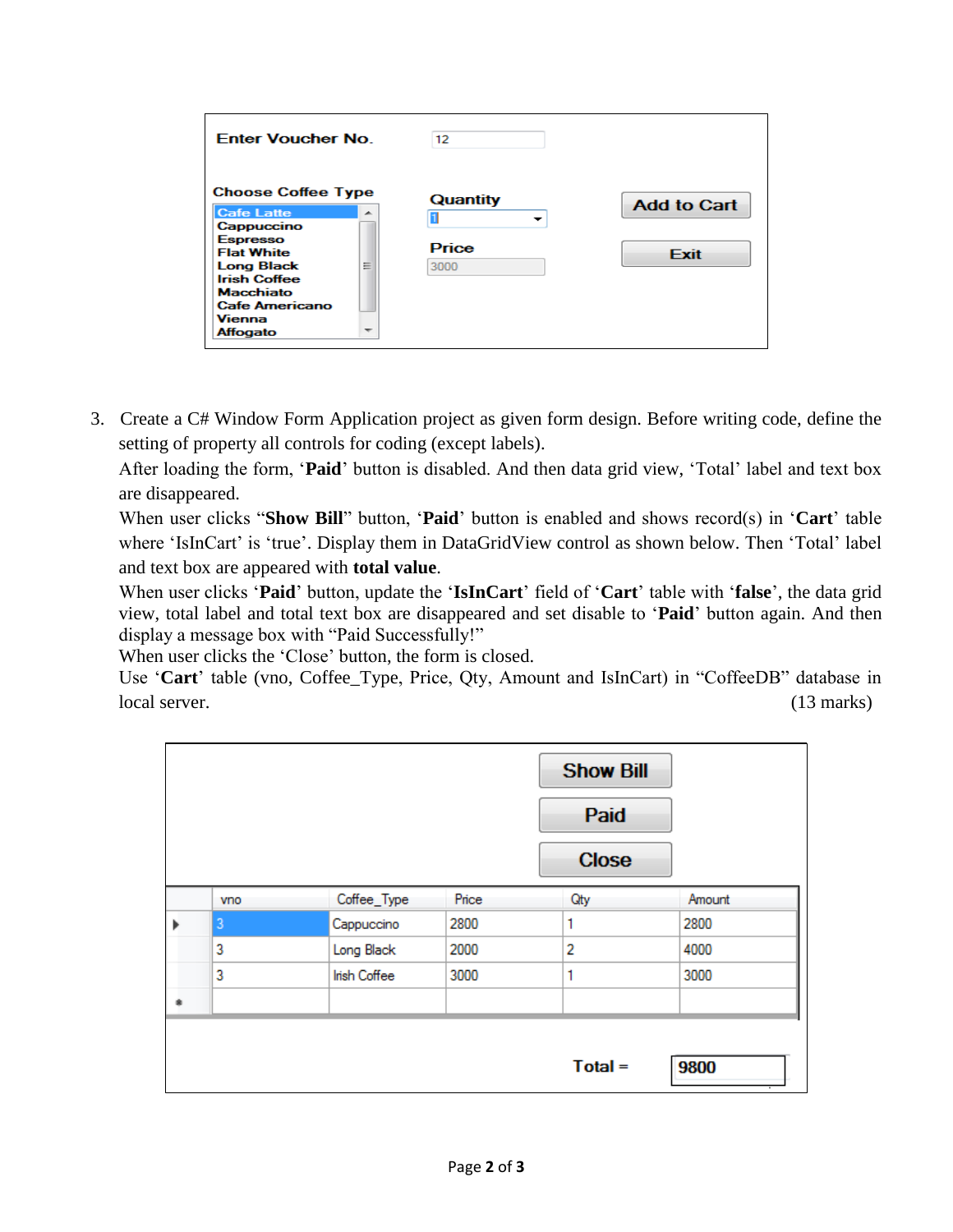Enter Voucher No. 12

Choose Coffee Type

- Cafe Latte
- Cappuccino
- Espresso
- Flat White
- Long Black
- Irish Coffee
- Macchiato
- Cafe Americano
- Vienna
- Affogato

Quantity 1

Price 3000

Add to Cart

Exit

3. Create a C# Window Form Application project as given form design. Before writing code, define the setting of property all controls for coding (except labels).
   After loading the form, '**Paid**' button is disabled. And then data grid view, 'Total' label and text box are disappeared.
   When user clicks "**Show Bill**" button, '**Paid**' button is enabled and shows record(s) in '**Cart**' table where 'IsInCart' is 'true'. Display them in DataGridView control as shown below. Then 'Total' label and text box are appeared with **total value**.
   When user clicks '**Paid**' button, update the '**IsInCart**' field of '**Cart**' table with '**false**', the data grid view, total label and total text box are disappeared and set disable to '**Paid**' button again. And then display a message box with "Paid Successfully!"
   When user clicks the 'Close' button, the form is closed.
   Use '**Cart**' table (vno, Coffee_Type, Price, Qty, Amount and IsInCart) in "CoffeeDB" database in local server. (13 marks)

Show Bill

Paid

Close

| vno | Coffee_Type | Price | Qty | Amount |
|---|---|---|---|---|
| 3 | Cappuccino | 2800 | 1 | 2800 |
| 3 | Long Black | 2000 | 2 | 4000 |
| 3 | Irish Coffee | 3000 | 1 | 3000 |
| | | | | |

Total = 9800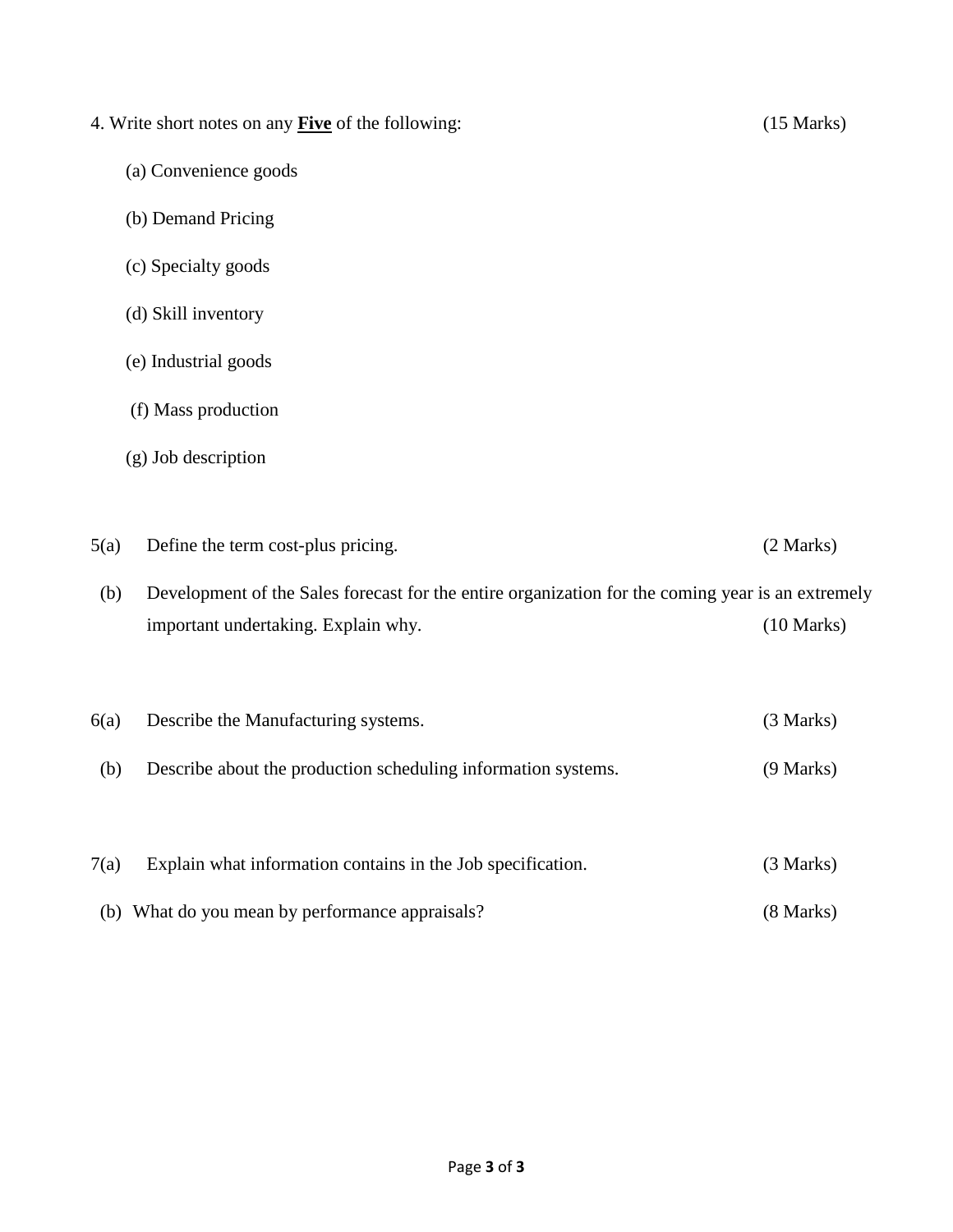4. Write short notes on any **Five** of the following: (15 Marks)

(a) Convenience goods

(b) Demand Pricing

(c) Specialty goods

(d) Skill inventory

(e) Industrial goods

(f) Mass production

(g) Job description

5(a) Define the term cost-plus pricing. (2 Marks)

(b) Development of the Sales forecast for the entire organization for the coming year is an extremely important undertaking. Explain why. (10 Marks)

6(a) Describe the Manufacturing systems. (3 Marks)

(b) Describe about the production scheduling information systems. (9 Marks)

7(a) Explain what information contains in the Job specification. (3 Marks)

(b) What do you mean by performance appraisals? (8 Marks)